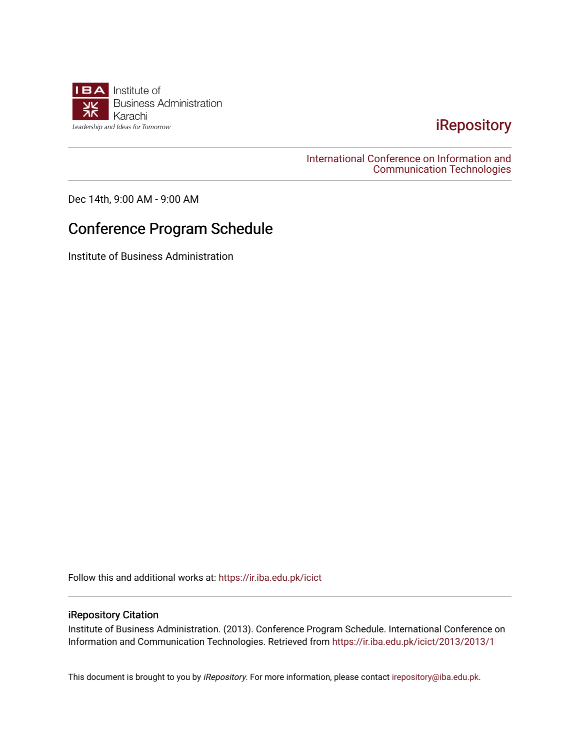IBA Institute of Business Administration Karachi

*Leadership and Ideas for Tomorrow*

iRepository

International Conference on Information and Communication Technologies

Dec 14th, 9:00 AM - 9:00 AM

# Conference Program Schedule

Institute of Business Administration

Follow this and additional works at: https://ir.iba.edu.pk/icict

### iRepository Citation

Institute of Business Administration. (2013). Conference Program Schedule. International Conference on Information and Communication Technologies. Retrieved from https://ir.iba.edu.pk/icict/2013/2013/1

This document is brought to you by *iRepository*. For more information, please contact irepository@iba.edu.pk.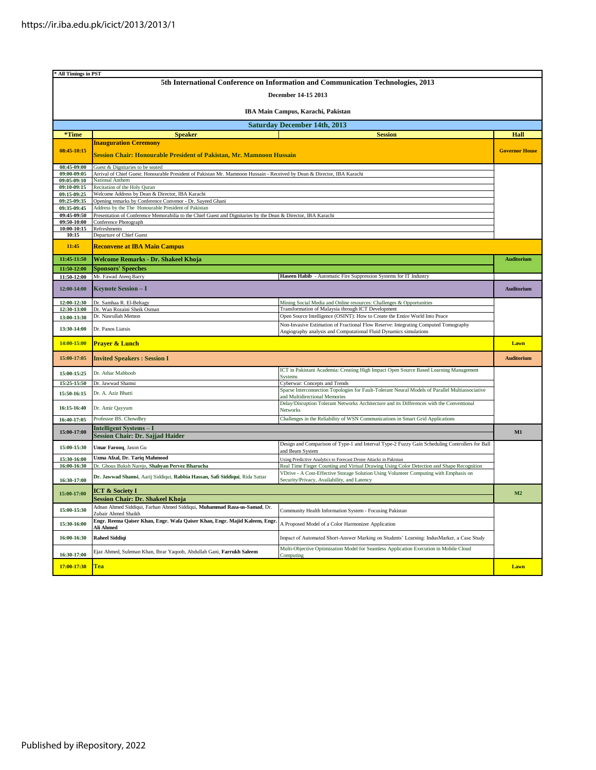* All Timings in PST

# 5th International Conference on Information and Communication Technologies, 2013

**December 14-15 2013**

**IBA Main Campus, Karachi, Pakistan**

## Saturday December 14th, 2013

| *Time | Speaker | Session | Hall |
|---|---|---|---|
| 08:45-10:15 | **Inauguration Ceremony** **Session Chair: Honourable President of Pakistan, Mr. Mamnoon Hussain** | | **Governor House** |
| 08:45-09:00 | Guest & Dignitaries to be seated | | |
| 09:00-09:05 | Arrival of Chief Guest: Honourable President of Pakistan Mr. Mamnoon Hussain - Received by Dean & Director, IBA Karachi | | |
| 09:05-09:10 | National Anthem | | |
| 09:10-09:15 | Recitation of the Holy Quran | | |
| 09:15-09:25 | Welcome Address by Dean & Director, IBA Karachi | | |
| 09:25-09:35 | Opening remarks by Conference Convenor - Dr. Sayeed Ghani | | |
| 09:35-09:45 | Address by the The Honourable President of Pakistan | | |
| 09:45-09:50 | Presentation of Conference Memorabilia to the Chief Guest and Dignitaries by the Dean & Director, IBA Karachi | | |
| 09:50-10:00 | Conference Photograph | | |
| 10:00-10:15 | Refreshments | | |
| 10:15 | Departure of Chief Guest | | |
| 11:45 | **Reconvene at IBA Main Campus** | | |
| 11:45-11:50 | **Welcome Remarks - Dr. Shakeel Khoja** | | **Auditorium** |
| 11:50-12:00 | **Sponsors' Speeches** | | |
| 11:50-12:00 | Mr. Fawad Ateeq Barry | **Haseen Habib** - Automatic Fire Suppression Systems for IT Industry | |
| 12:00-14:00 | **Keynote Session – I** | | **Auditorium** |
| 12:00-12:30 | Dr. Samhaa R. El-Beltagy | Mining Social Media and Online resources: Challenges & Opportunities | |
| 12:30-13:00 | Dr. Wan Rozaini Sheik Osman | Transformation of Malaysia through ICT Development | |
| 13:00-13:30 | Dr. Nasrullah Memon | Open Source Intelligence (OSINT): How to Create the Entire World Into Peace | |
| 13:30-14:00 | Dr. Panos Liatsis | Non-Invasive Estimation of Fractional Flow Reserve: Integrating Computed Tomography Angiography analysis and Computational Fluid Dynamics simulations | |
| 14:00-15:00 | **Prayer & Lunch** | | **Lawn** |
| 15:00-17:05 | **Invited Speakers : Session I** | | **Auditorium** |
| 15:00-15:25 | Dr. Athar Mahboob | ICT in Pakistani Academia: Creating High Impact Open Source Based Learning Management Systems | |
| 15:25-15:50 | Dr. Jawwad Shamsi | Cyberwar: Concepts and Trends | |
| 15:50-16:15 | Dr. A. Aziz Bhatti | Sparse Interconnection Topologies for Fault-Tolerant Neural Models of Parallel Multiassociative and Multidirectional Memories | |
| 16:15-16:40 | Dr. Amir Qayyum | Delay/Disruption Tolerant Networks Architecture and its Differences with the Conventional Networks | |
| 16:40-17:05 | Professor BS. Chowdhry | Challenges in the Reliability of WSN Communications in Smart Grid Applications | |
| 15:00-17:00 | **Intelligent Systems – I** **Session Chair: Dr. Sajjad Haider** | | **M1** |
| 15:00-15:30 | **Umar Farooq**, Jason Gu | Design and Comparison of Type-1 and Interval Type-2 Fuzzy Gain Scheduling Controllers for Ball and Beam System | |
| 15:30-16:00 | **Uzma Afzal, Dr. Tariq Mahmood** | Using Predictive Analytics to Forecast Drone Attacks in Pakistan | |
| 16:00-16:30 | Dr. Ghous Buksh Narejo, **Shahyan Pervez Bharucha** | Real Time Finger Counting and Virtual Drawing Using Color Detection and Shape Recognition | |
| 16:30-17:00 | **Dr. Jawwad Shamsi**, Aarij Siddiqui, **Rabbia Hassan**, **Safi Siddiqui**, Rida Sattar | VDrive - A Cost-Effective Storage Solution Using Volunteer Computing with Emphasis on Security/Privacy, Availability, and Latency | |
| 15:00-17:00 | **ICT & Society I** **Session Chair: Dr. Shakeel Khoja** | | **M2** |
| 15:00-15:30 | Adnan Ahmed Siddiqui, Farhan Ahmed Siddiqui, **Muhammad Raza-us-Samad**, Dr. Zubair Ahmed Shaikh | Community Health Information System - Focusing Pakistan | |
| 15:30-16:00 | **Engr. Reema Qaiser Khan, Engr. Wafa Qaiser Khan, Engr. Majid Kaleem, Engr. Ali Ahmed** | A Proposed Model of a Color Harmonizer Application | |
| 16:00-16:30 | **Raheel Siddiqi** | Impact of Automated Short-Answer Marking on Students' Learning: IndusMarker, a Case Study | |
| 16:30-17:00 | Ejaz Ahmed, Suleman Khan, Ibrar Yaqoob, Abdullah Gani, **Farrukh Saleem** | Multi-Objective Optimization Model for Seamless Application Execution in Mobile Cloud Computing | |
| 17:00-17:30 | **Tea** | | **Lawn** |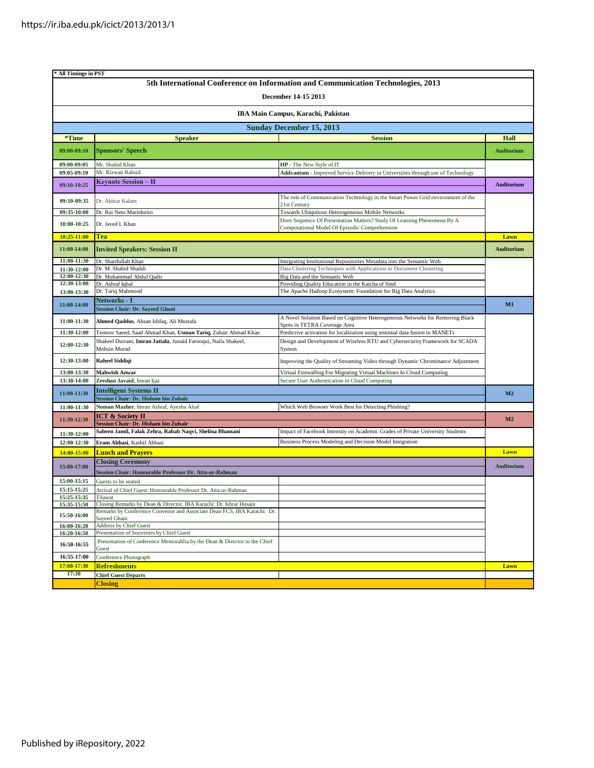\* All Timings in PST

# 5th International Conference on Information and Communication Technologies, 2013

**December 14-15 2013**

**IBA Main Campus, Karachi, Pakistan**

## Sunday December 15, 2013

| *Time | Speaker | Session | Hall |
|---|---|---|---|
| **09:00-09:10** | **Sponsors' Speech** | | **Auditorium** |
| **09:00-09:05** | Mr. Shahid Khan | **HP** - The New Style of IT | |
| **09:05-09:10** | Mr. Rizwan Rahsid | **Addvantum** - Improved Service Delivery in Universities through use of Technology | |
| **09:10-10:25** | **Keynote Session – II** | | **Auditorium** |
| **09:10-09:35** | Dr. Akhtar Kalam | The role of Communication Technology in the Smart Power Grid environment of the 21st Century | |
| **09:35-10:00** | Dr. Rui Neto Marinheiro | Towards Ubiquitous Heterogeneous Mobile Networks | |
| **10:00-10:25** | Dr. Javed I. Khan | Does Sequence Of Presentation Matters? Study Of Learning Phenomena By A Computational Model Of Episodic Comprehension | |
| **10:25-11:00** | **Tea** | | **Lawn** |
| **11:00-14:00** | **Invited Speakers: Session II** | | **Auditorium** |
| **11:00-11:30** | Dr. Sharifullah Khan | Integrating Institutional Repositories Metadata into the Semantic Web | |
| **11:30-12:00** | Dr. M. Shahid Shaikh | Data Clustering Techniques with Applications to Document Clustering | |
| **12:00-12:30** | Dr. Muhammad Abdul Qadir | Big Data and the Semantic Web | |
| **12:30-13:00** | Dr. Ashraf Iqbal | Providing Quality Education in the Katcha of Sind | |
| **13:00-13:30** | Dr. Tariq Mahmood | The Apache Hadoop Ecosystem: Foundation for Big Data Analytics | |
| **11:00-14:00** | **Networks - I** <br> **Session Chair: Dr. Sayeed Ghani** | | **M1** |
| **11:00-11:30** | **Ahmed Qaddus**, Ahsan Ishfaq, Ali Mustafa | A Novel Solution Based on Cognitive Heterogeneous Networks for Removing Black Spots in TETRA Coverage Area | |
| **11:30-12:00** | Temoor Saeed, Saad Ahmad Khan, **Usman Tariq,** Zubair Ahmad Khan | Predictive activation for localization using minimal data-fusion in MANETs | |
| **12:00-12:30** | Shakeel Durrani, **Imran Jattala**, Junaid Farooqui, Naila Shakeel, Mohsin Murad | Design and Development of Wireless RTU and Cybersecurity Framework for SCADA System | |
| **12:30-13:00** | **Raheel Siddiqi** | Improving the Quality of Streaming Video through Dynamic Chrominance Adjustment | |
| **13:00-13:30** | **Mahwish Anwar** | Virtual Firewalling For Migrating Virtual Machines In Cloud Computing | |
| **13:30-14:00** | **Zeeshan Javaid**, Imran Ijaz | Secure User Authentication in Cloud Computing | |
| **11:00-11:30** | **Intelligent Systems II** <br> **Session Chair: Dr. Hisham bin Zubair** | | **M2** |
| **11:00-11:30** | **Noman Mazher**, Imran Ashraf, Ayesha Altaf | Which Web Browser Work Best for Detecting Phishing? | |
| **11:30-12:30** | **ICT & Society II** <br> **Session Chair: Dr. Hisham bin Zubair** | | **M2** |
| **11:30-12:00** | **Sabeen Jamil, Falak Zehra, Rabab Naqvi, Shelina Bhamani** | Impact of Facebook Intensity on Academic Grades of Private University Students | |
| **12:00-12:30** | **Eram Abbasi**, Kashif Abbasi | Business Process Modeling and Decision Model Integration | |
| **14:00-15:00** | **Lunch and Prayers** | | **Lawn** |
| **15:00-17:00** | **Closing Ceremony** <br> **Session Chair: Honourable Professor Dr. Atta-ur-Rahman** | | **Auditorium** |
| **15:00-15:15** | Guests to be seated | | |
| **15:15-15:25** | Arrival of Chief Guest: Honourable Professor Dr. Atta-ur-Rahman | | |
| **15:25-15:35** | Tilawat | | |
| **15:35-15:50** | Closing Remarks by Dean & Director, IBA Karachi: Dr. Ishrat Husain | | |
| **15:50-16:00** | Remarks by Conference Convenor and Associate Dean FCS, IBA Karachi: Dr. Sayeed Ghani | | |
| **16:00-16:20** | Address by Chief Guest | | |
| **16:20-16:50** | Presentation of Souvenirs by Chief Guest | | |
| **16:50-16:55** | Presentation of Conference Memorablia by the Dean & Director to the Chief Guest | | |
| **16:55-17:00** | Conference Photograph | | |
| **17:00-17:30** | **Refreshments** | | **Lawn** |
| **17:30** | **Chief Guest Departs** | | |
| | **Closing** | | |